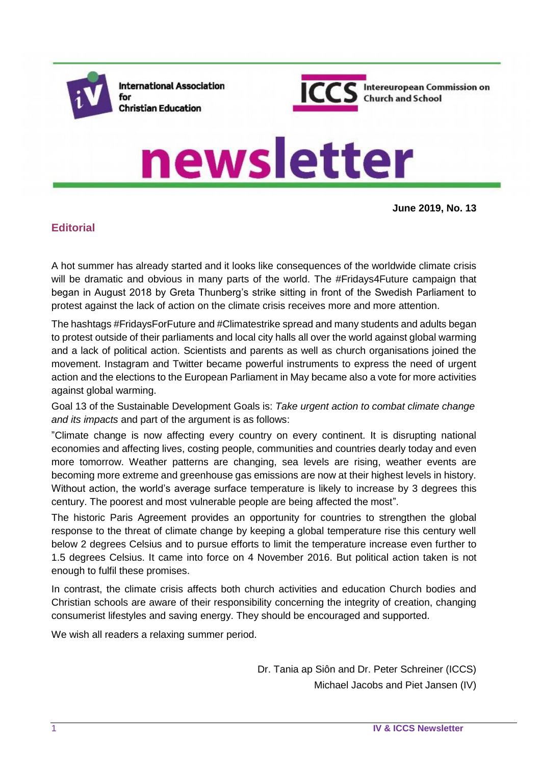International Association for Christian Education

ICCS Intereuropean Commission on Church and School

# newsletter

**June 2019, No. 13**

## Editorial

A hot summer has already started and it looks like consequences of the worldwide climate crisis will be dramatic and obvious in many parts of the world. The #Fridays4Future campaign that began in August 2018 by Greta Thunberg's strike sitting in front of the Swedish Parliament to protest against the lack of action on the climate crisis receives more and more attention.

The hashtags #FridaysForFuture and #Climatestrike spread and many students and adults began to protest outside of their parliaments and local city halls all over the world against global warming and a lack of political action. Scientists and parents as well as church organisations joined the movement. Instagram and Twitter became powerful instruments to express the need of urgent action and the elections to the European Parliament in May became also a vote for more activities against global warming.

Goal 13 of the Sustainable Development Goals is: *Take urgent action to combat climate change and its impacts* and part of the argument is as follows:

"Climate change is now affecting every country on every continent. It is disrupting national economies and affecting lives, costing people, communities and countries dearly today and even more tomorrow. Weather patterns are changing, sea levels are rising, weather events are becoming more extreme and greenhouse gas emissions are now at their highest levels in history. Without action, the world's average surface temperature is likely to increase by 3 degrees this century. The poorest and most vulnerable people are being affected the most".

The historic Paris Agreement provides an opportunity for countries to strengthen the global response to the threat of climate change by keeping a global temperature rise this century well below 2 degrees Celsius and to pursue efforts to limit the temperature increase even further to 1.5 degrees Celsius. It came into force on 4 November 2016. But political action taken is not enough to fulfil these promises.

In contrast, the climate crisis affects both church activities and education Church bodies and Christian schools are aware of their responsibility concerning the integrity of creation, changing consumerist lifestyles and saving energy. They should be encouraged and supported.

We wish all readers a relaxing summer period.

Dr. Tania ap Siôn and Dr. Peter Schreiner (ICCS)
Michael Jacobs and Piet Jansen (IV)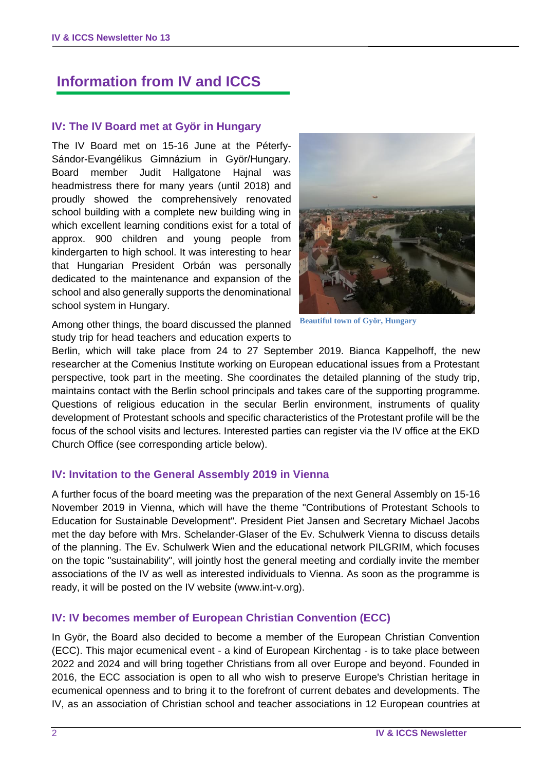# Information from IV and ICCS

## IV: The IV Board met at Györ in Hungary

The IV Board met on 15-16 June at the Péterfy-Sándor-Evangélikus Gimnázium in Györ/Hungary. Board member Judit Hallgatone Hajnal was headmistress there for many years (until 2018) and proudly showed the comprehensively renovated school building with a complete new building wing in which excellent learning conditions exist for a total of approx. 900 children and young people from kindergarten to high school. It was interesting to hear that Hungarian President Orbán was personally dedicated to the maintenance and expansion of the school and also generally supports the denominational school system in Hungary.

Beautiful town of Györ, Hungary

Among other things, the board discussed the planned study trip for head teachers and education experts to Berlin, which will take place from 24 to 27 September 2019. Bianca Kappelhoff, the new researcher at the Comenius Institute working on European educational issues from a Protestant perspective, took part in the meeting. She coordinates the detailed planning of the study trip, maintains contact with the Berlin school principals and takes care of the supporting programme. Questions of religious education in the secular Berlin environment, instruments of quality development of Protestant schools and specific characteristics of the Protestant profile will be the focus of the school visits and lectures. Interested parties can register via the IV office at the EKD Church Office (see corresponding article below).

## IV: Invitation to the General Assembly 2019 in Vienna

A further focus of the board meeting was the preparation of the next General Assembly on 15-16 November 2019 in Vienna, which will have the theme "Contributions of Protestant Schools to Education for Sustainable Development". President Piet Jansen and Secretary Michael Jacobs met the day before with Mrs. Schelander-Glaser of the Ev. Schulwerk Vienna to discuss details of the planning. The Ev. Schulwerk Wien and the educational network PILGRIM, which focuses on the topic "sustainability", will jointly host the general meeting and cordially invite the member associations of the IV as well as interested individuals to Vienna. As soon as the programme is ready, it will be posted on the IV website (www.int-v.org).

## IV: IV becomes member of European Christian Convention (ECC)

In Györ, the Board also decided to become a member of the European Christian Convention (ECC). This major ecumenical event - a kind of European Kirchentag - is to take place between 2022 and 2024 and will bring together Christians from all over Europe and beyond. Founded in 2016, the ECC association is open to all who wish to preserve Europe's Christian heritage in ecumenical openness and to bring it to the forefront of current debates and developments. The IV, as an association of Christian school and teacher associations in 12 European countries at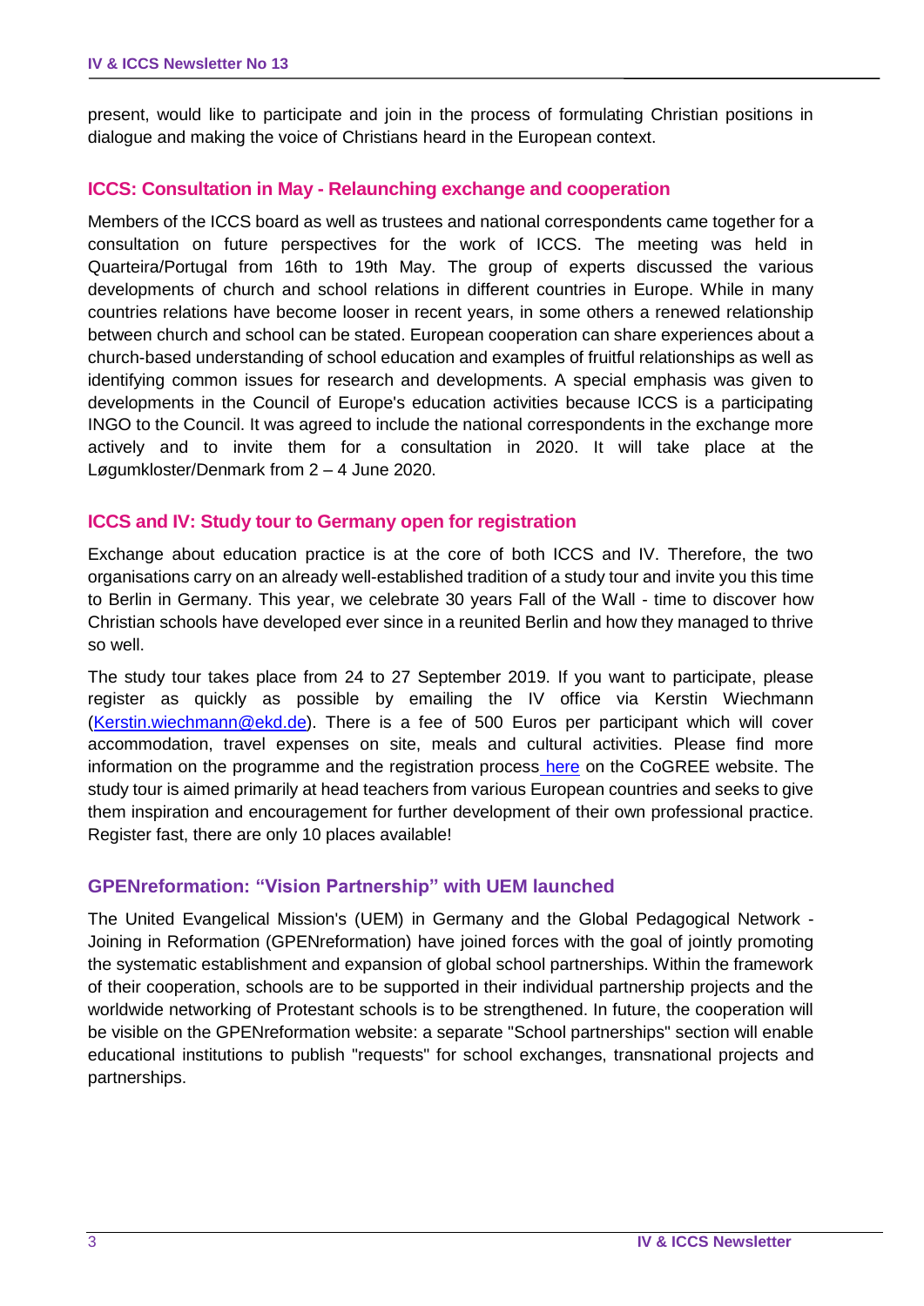present, would like to participate and join in the process of formulating Christian positions in dialogue and making the voice of Christians heard in the European context.

## ICCS: Consultation in May - Relaunching exchange and cooperation

Members of the ICCS board as well as trustees and national correspondents came together for a consultation on future perspectives for the work of ICCS. The meeting was held in Quarteira/Portugal from 16th to 19th May. The group of experts discussed the various developments of church and school relations in different countries in Europe. While in many countries relations have become looser in recent years, in some others a renewed relationship between church and school can be stated. European cooperation can share experiences about a church-based understanding of school education and examples of fruitful relationships as well as identifying common issues for research and developments. A special emphasis was given to developments in the Council of Europe's education activities because ICCS is a participating INGO to the Council. It was agreed to include the national correspondents in the exchange more actively and to invite them for a consultation in 2020. It will take place at the Løgumkloster/Denmark from 2 – 4 June 2020.

## ICCS and IV: Study tour to Germany open for registration

Exchange about education practice is at the core of both ICCS and IV. Therefore, the two organisations carry on an already well-established tradition of a study tour and invite you this time to Berlin in Germany. This year, we celebrate 30 years Fall of the Wall - time to discover how Christian schools have developed ever since in a reunited Berlin and how they managed to thrive so well.

The study tour takes place from 24 to 27 September 2019. If you want to participate, please register as quickly as possible by emailing the IV office via Kerstin Wiechmann (Kerstin.wiechmann@ekd.de). There is a fee of 500 Euros per participant which will cover accommodation, travel expenses on site, meals and cultural activities. Please find more information on the programme and the registration process here on the CoGREE website. The study tour is aimed primarily at head teachers from various European countries and seeks to give them inspiration and encouragement for further development of their own professional practice. Register fast, there are only 10 places available!

## GPENreformation: "Vision Partnership" with UEM launched

The United Evangelical Mission's (UEM) in Germany and the Global Pedagogical Network - Joining in Reformation (GPENreformation) have joined forces with the goal of jointly promoting the systematic establishment and expansion of global school partnerships. Within the framework of their cooperation, schools are to be supported in their individual partnership projects and the worldwide networking of Protestant schools is to be strengthened. In future, the cooperation will be visible on the GPENreformation website: a separate "School partnerships" section will enable educational institutions to publish "requests" for school exchanges, transnational projects and partnerships.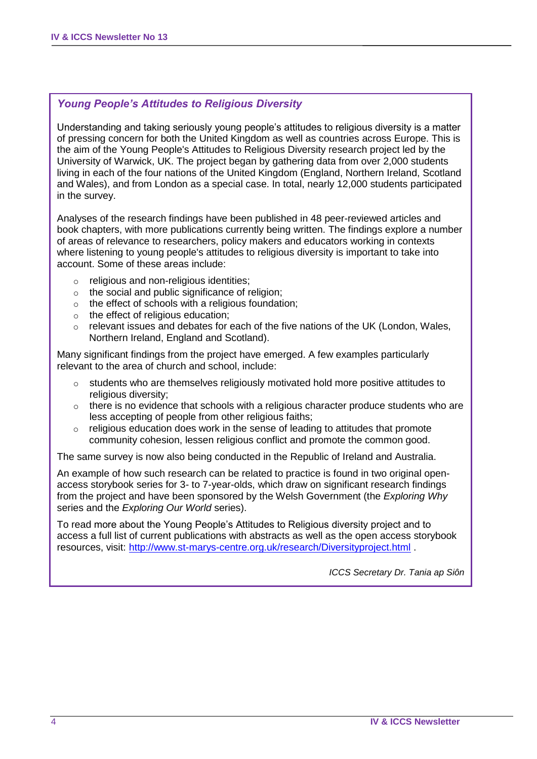## *Young People's Attitudes to Religious Diversity*

Understanding and taking seriously young people's attitudes to religious diversity is a matter of pressing concern for both the United Kingdom as well as countries across Europe. This is the aim of the Young People's Attitudes to Religious Diversity research project led by the University of Warwick, UK. The project began by gathering data from over 2,000 students living in each of the four nations of the United Kingdom (England, Northern Ireland, Scotland and Wales), and from London as a special case. In total, nearly 12,000 students participated in the survey.

Analyses of the research findings have been published in 48 peer-reviewed articles and book chapters, with more publications currently being written. The findings explore a number of areas of relevance to researchers, policy makers and educators working in contexts where listening to young people's attitudes to religious diversity is important to take into account. Some of these areas include:

- religious and non-religious identities;
- the social and public significance of religion;
- the effect of schools with a religious foundation;
- the effect of religious education;
- relevant issues and debates for each of the five nations of the UK (London, Wales, Northern Ireland, England and Scotland).

Many significant findings from the project have emerged. A few examples particularly relevant to the area of church and school, include:

- students who are themselves religiously motivated hold more positive attitudes to religious diversity;
- there is no evidence that schools with a religious character produce students who are less accepting of people from other religious faiths;
- religious education does work in the sense of leading to attitudes that promote community cohesion, lessen religious conflict and promote the common good.

The same survey is now also being conducted in the Republic of Ireland and Australia.

An example of how such research can be related to practice is found in two original open-access storybook series for 3- to 7-year-olds, which draw on significant research findings from the project and have been sponsored by the Welsh Government (the *Exploring Why* series and the *Exploring Our World* series).

To read more about the Young People's Attitudes to Religious diversity project and to access a full list of current publications with abstracts as well as the open access storybook resources, visit: http://www.st-marys-centre.org.uk/research/Diversityproject.html .

*ICCS Secretary Dr. Tania ap Siôn*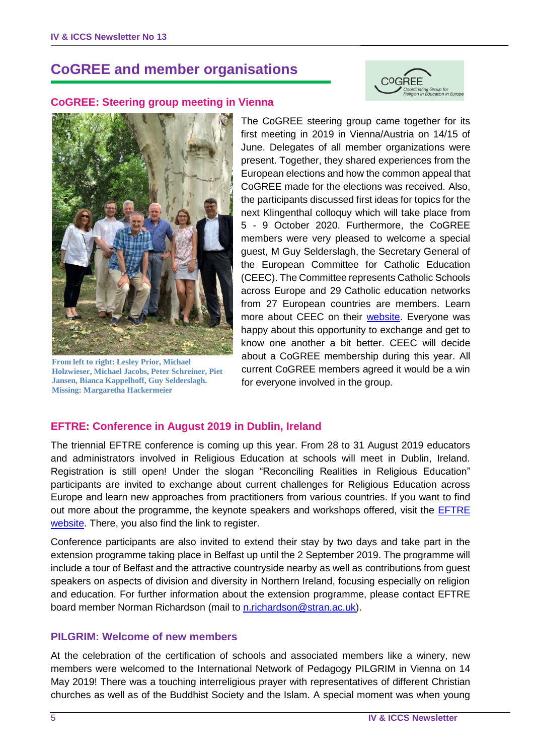# CoGREE and member organisations

## CoGREE: Steering group meeting in Vienna

From left to right: Lesley Prior, Michael Holzwieser, Michael Jacobs, Peter Schreiner, Piet Jansen, Bianca Kappelhoff, Guy Selderslagh. Missing: Margaretha Hackermeier

The CoGREE steering group came together for its first meeting in 2019 in Vienna/Austria on 14/15 of June. Delegates of all member organizations were present. Together, they shared experiences from the European elections and how the common appeal that CoGREE made for the elections was received. Also, the participants discussed first ideas for topics for the next Klingenthal colloquy which will take place from 5 - 9 October 2020. Furthermore, the CoGREE members were very pleased to welcome a special guest, M Guy Selderslagh, the Secretary General of the European Committee for Catholic Education (CEEC). The Committee represents Catholic Schools across Europe and 29 Catholic education networks from 27 European countries are members. Learn more about CEEC on their website. Everyone was happy about this opportunity to exchange and get to know one another a bit better. CEEC will decide about a CoGREE membership during this year. All current CoGREE members agreed it would be a win for everyone involved in the group.

## EFTRE: Conference in August 2019 in Dublin, Ireland

The triennial EFTRE conference is coming up this year. From 28 to 31 August 2019 educators and administrators involved in Religious Education at schools will meet in Dublin, Ireland. Registration is still open! Under the slogan "Reconciling Realities in Religious Education" participants are invited to exchange about current challenges for Religious Education across Europe and learn new approaches from practitioners from various countries. If you want to find out more about the programme, the keynote speakers and workshops offered, visit the EFTRE website. There, you also find the link to register.

Conference participants are also invited to extend their stay by two days and take part in the extension programme taking place in Belfast up until the 2 September 2019. The programme will include a tour of Belfast and the attractive countryside nearby as well as contributions from guest speakers on aspects of division and diversity in Northern Ireland, focusing especially on religion and education. For further information about the extension programme, please contact EFTRE board member Norman Richardson (mail to n.richardson@stran.ac.uk).

## PILGRIM: Welcome of new members

At the celebration of the certification of schools and associated members like a winery, new members were welcomed to the International Network of Pedagogy PILGRIM in Vienna on 14 May 2019! There was a touching interreligious prayer with representatives of different Christian churches as well as of the Buddhist Society and the Islam. A special moment was when young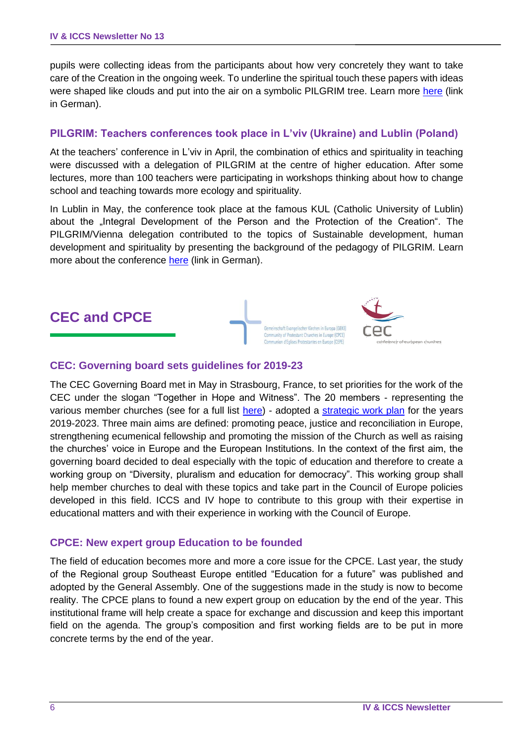pupils were collecting ideas from the participants about how very concretely they want to take care of the Creation in the ongoing week. To underline the spiritual touch these papers with ideas were shaped like clouds and put into the air on a symbolic PILGRIM tree. Learn more here (link in German).

### PILGRIM: Teachers conferences took place in L'viv (Ukraine) and Lublin (Poland)

At the teachers' conference in L'viv in April, the combination of ethics and spirituality in teaching were discussed with a delegation of PILGRIM at the centre of higher education. After some lectures, more than 100 teachers were participating in workshops thinking about how to change school and teaching towards more ecology and spirituality.

In Lublin in May, the conference took place at the famous KUL (Catholic University of Lublin) about the „Integral Development of the Person and the Protection of the Creation". The PILGRIM/Vienna delegation contributed to the topics of Sustainable development, human development and spirituality by presenting the background of the pedagogy of PILGRIM. Learn more about the conference here (link in German).

## CEC and CPCE

Gemeinschaft Evangelischer Kirchen in Europa (GEKE)
Community of Protestant Churches in Europe (CPCE)
Communion d'Eglises Protestantes en Europe (CEPE)

cec
conference of european churches

### CEC: Governing board sets guidelines for 2019-23

The CEC Governing Board met in May in Strasbourg, France, to set priorities for the work of the CEC under the slogan "Together in Hope and Witness". The 20 members - representing the various member churches (see for a full list here) - adopted a strategic work plan for the years 2019-2023. Three main aims are defined: promoting peace, justice and reconciliation in Europe, strengthening ecumenical fellowship and promoting the mission of the Church as well as raising the churches' voice in Europe and the European Institutions. In the context of the first aim, the governing board decided to deal especially with the topic of education and therefore to create a working group on "Diversity, pluralism and education for democracy". This working group shall help member churches to deal with these topics and take part in the Council of Europe policies developed in this field. ICCS and IV hope to contribute to this group with their expertise in educational matters and with their experience in working with the Council of Europe.

### CPCE: New expert group Education to be founded

The field of education becomes more and more a core issue for the CPCE. Last year, the study of the Regional group Southeast Europe entitled "Education for a future" was published and adopted by the General Assembly. One of the suggestions made in the study is now to become reality. The CPCE plans to found a new expert group on education by the end of the year. This institutional frame will help create a space for exchange and discussion and keep this important field on the agenda. The group's composition and first working fields are to be put in more concrete terms by the end of the year.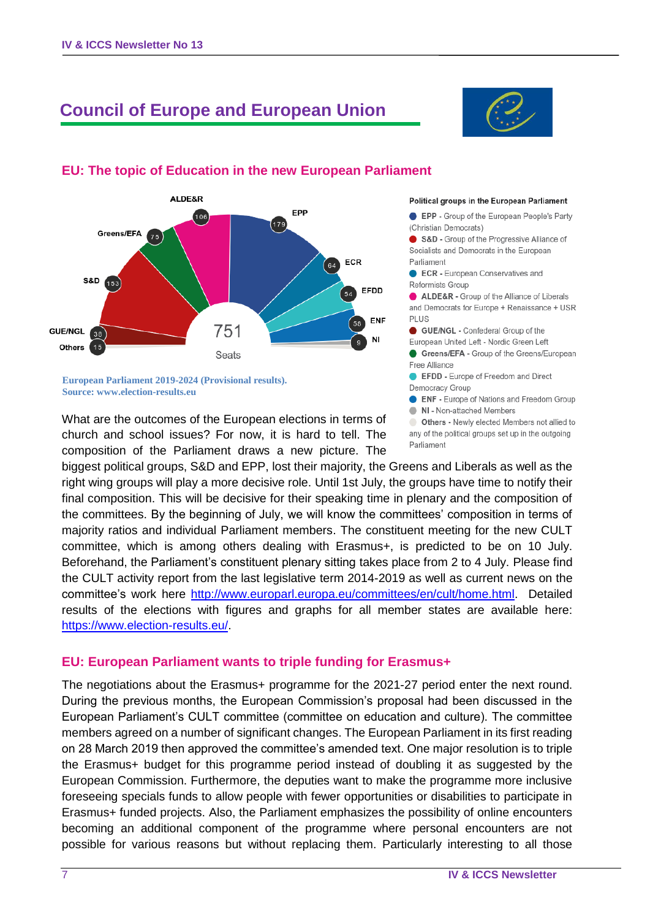## Council of Europe and European Union

### EU: The topic of Education in the new European Parliament

ALDE&R 106, EPP 179, Greens/EFA 75, ECR 64, S&D 153, EFDD 54, ENF 58, GUE/NGL 38, NI 9, Others 15

751 Seats

**Political groups in the European Parliament**

- **EPP** - Group of the European People's Party (Christian Democrats)
- **S&D** - Group of the Progressive Alliance of Socialists and Democrats in the European Parliament
- **ECR** - European Conservatives and Reformists Group
- **ALDE&R** - Group of the Alliance of Liberals and Democrats for Europe + Renaissance + USR PLUS
- **GUE/NGL** - Confederal Group of the European United Left - Nordic Green Left
- **Greens/EFA** - Group of the Greens/European Free Alliance
- **EFDD** - Europe of Freedom and Direct Democracy Group
- **ENF** - Europe of Nations and Freedom Group
- **NI** - Non-attached Members
- **Others** - Newly elected Members not allied to any of the political groups set up in the outgoing Parliament

**European Parliament 2019-2024 (Provisional results). Source: www.election-results.eu**

What are the outcomes of the European elections in terms of church and school issues? For now, it is hard to tell. The composition of the Parliament draws a new picture. The biggest political groups, S&D and EPP, lost their majority, the Greens and Liberals as well as the right wing groups will play a more decisive role. Until 1st July, the groups have time to notify their final composition. This will be decisive for their speaking time in plenary and the composition of the committees. By the beginning of July, we will know the committees' composition in terms of majority ratios and individual Parliament members. The constituent meeting for the new CULT committee, which is among others dealing with Erasmus+, is predicted to be on 10 July. Beforehand, the Parliament's constituent plenary sitting takes place from 2 to 4 July. Please find the CULT activity report from the last legislative term 2014-2019 as well as current news on the committee's work here http://www.europarl.europa.eu/committees/en/cult/home.html. Detailed results of the elections with figures and graphs for all member states are available here: https://www.election-results.eu/.

### EU: European Parliament wants to triple funding for Erasmus+

The negotiations about the Erasmus+ programme for the 2021-27 period enter the next round. During the previous months, the European Commission's proposal had been discussed in the European Parliament's CULT committee (committee on education and culture). The committee members agreed on a number of significant changes. The European Parliament in its first reading on 28 March 2019 then approved the committee's amended text. One major resolution is to triple the Erasmus+ budget for this programme period instead of doubling it as suggested by the European Commission. Furthermore, the deputies want to make the programme more inclusive foreseeing specials funds to allow people with fewer opportunities or disabilities to participate in Erasmus+ funded projects. Also, the Parliament emphasizes the possibility of online encounters becoming an additional component of the programme where personal encounters are not possible for various reasons but without replacing them. Particularly interesting to all those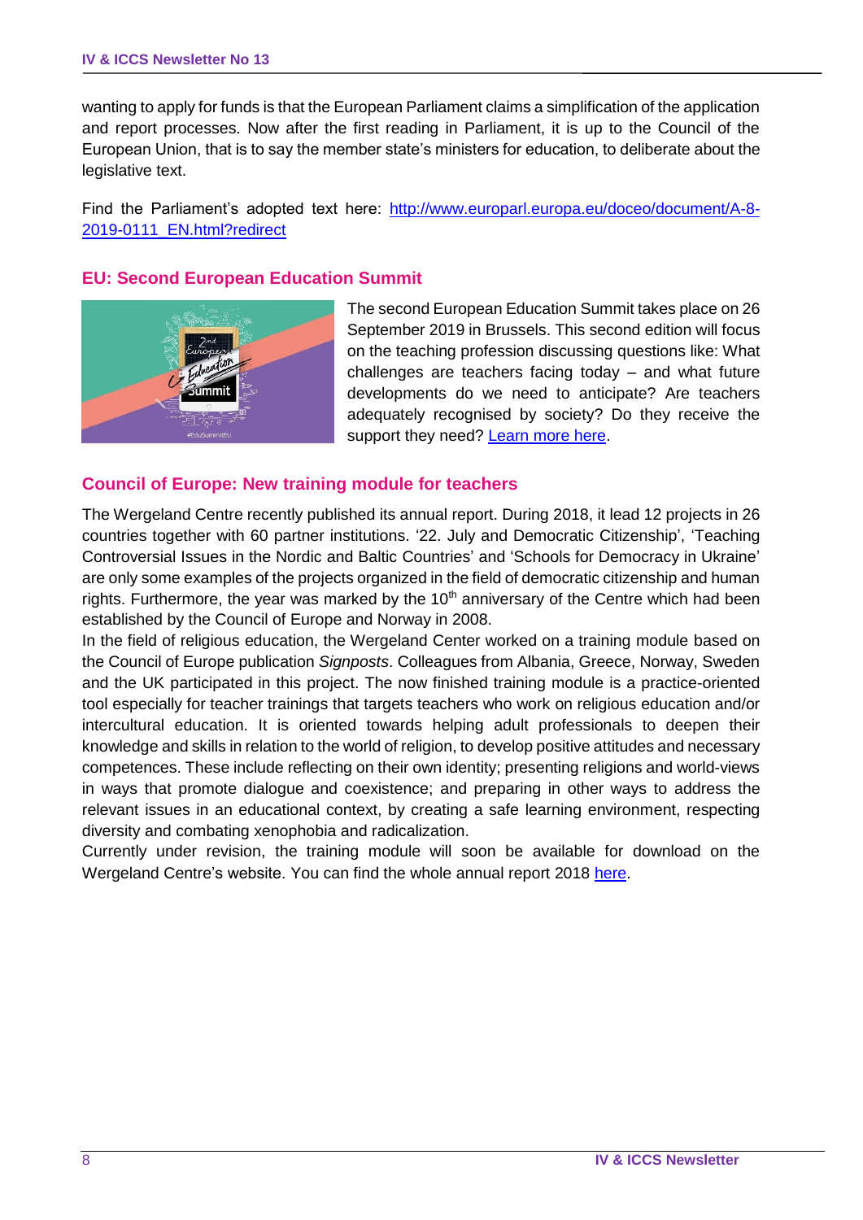wanting to apply for funds is that the European Parliament claims a simplification of the application and report processes. Now after the first reading in Parliament, it is up to the Council of the European Union, that is to say the member state's ministers for education, to deliberate about the legislative text.

Find the Parliament's adopted text here: [http://www.europarl.europa.eu/doceo/document/A-8-2019-0111_EN.html?redirect](http://www.europarl.europa.eu/doceo/document/A-8-2019-0111_EN.html?redirect)

## EU: Second European Education Summit

The second European Education Summit takes place on 26 September 2019 in Brussels. This second edition will focus on the teaching profession discussing questions like: What challenges are teachers facing today – and what future developments do we need to anticipate? Are teachers adequately recognised by society? Do they receive the support they need? Learn more here.

## Council of Europe: New training module for teachers

The Wergeland Centre recently published its annual report. During 2018, it lead 12 projects in 26 countries together with 60 partner institutions. '22. July and Democratic Citizenship', 'Teaching Controversial Issues in the Nordic and Baltic Countries' and 'Schools for Democracy in Ukraine' are only some examples of the projects organized in the field of democratic citizenship and human rights. Furthermore, the year was marked by the 10th anniversary of the Centre which had been established by the Council of Europe and Norway in 2008.

In the field of religious education, the Wergeland Center worked on a training module based on the Council of Europe publication *Signposts*. Colleagues from Albania, Greece, Norway, Sweden and the UK participated in this project. The now finished training module is a practice-oriented tool especially for teacher trainings that targets teachers who work on religious education and/or intercultural education. It is oriented towards helping adult professionals to deepen their knowledge and skills in relation to the world of religion, to develop positive attitudes and necessary competences. These include reflecting on their own identity; presenting religions and world-views in ways that promote dialogue and coexistence; and preparing in other ways to address the relevant issues in an educational context, by creating a safe learning environment, respecting diversity and combating xenophobia and radicalization.

Currently under revision, the training module will soon be available for download on the Wergeland Centre's website. You can find the whole annual report 2018 here.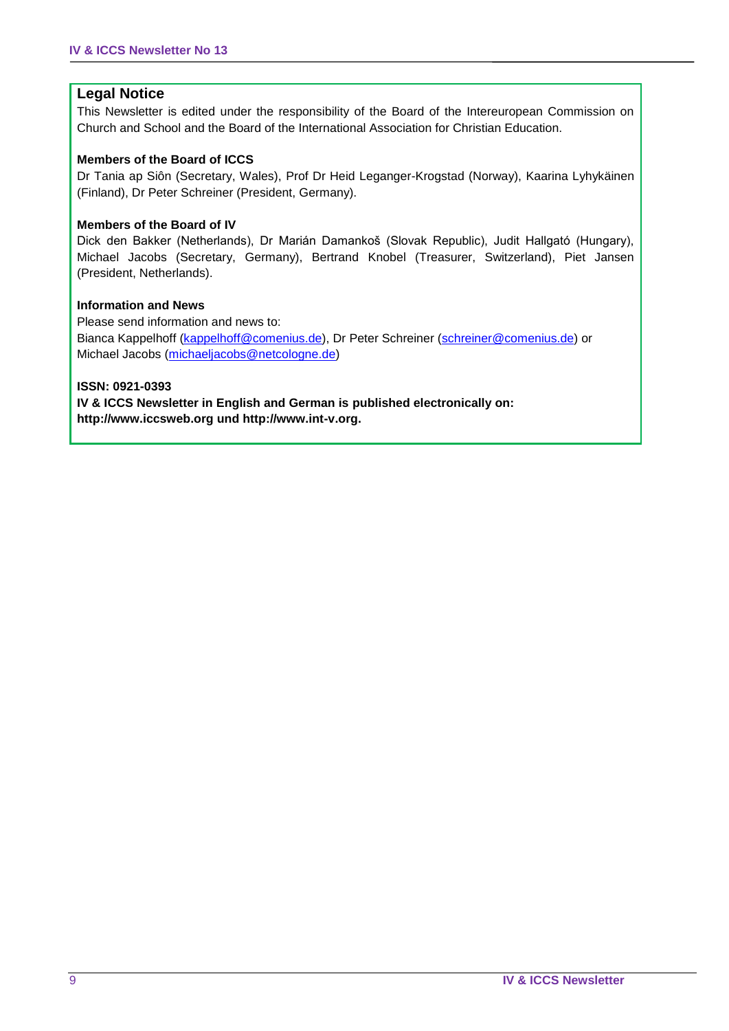## Legal Notice

This Newsletter is edited under the responsibility of the Board of the Intereuropean Commission on Church and School and the Board of the International Association for Christian Education.

**Members of the Board of ICCS**

Dr Tania ap Siôn (Secretary, Wales), Prof Dr Heid Leganger-Krogstad (Norway), Kaarina Lyhykäinen (Finland), Dr Peter Schreiner (President, Germany).

**Members of the Board of IV**

Dick den Bakker (Netherlands), Dr Marián Damankoš (Slovak Republic), Judit Hallgató (Hungary), Michael Jacobs (Secretary, Germany), Bertrand Knobel (Treasurer, Switzerland), Piet Jansen (President, Netherlands).

**Information and News**

Please send information and news to:
Bianca Kappelhoff (kappelhoff@comenius.de), Dr Peter Schreiner (schreiner@comenius.de) or Michael Jacobs (michaeljacobs@netcologne.de)

**ISSN: 0921-0393**
**IV & ICCS Newsletter in English and German is published electronically on: http://www.iccsweb.org und http://www.int-v.org.**